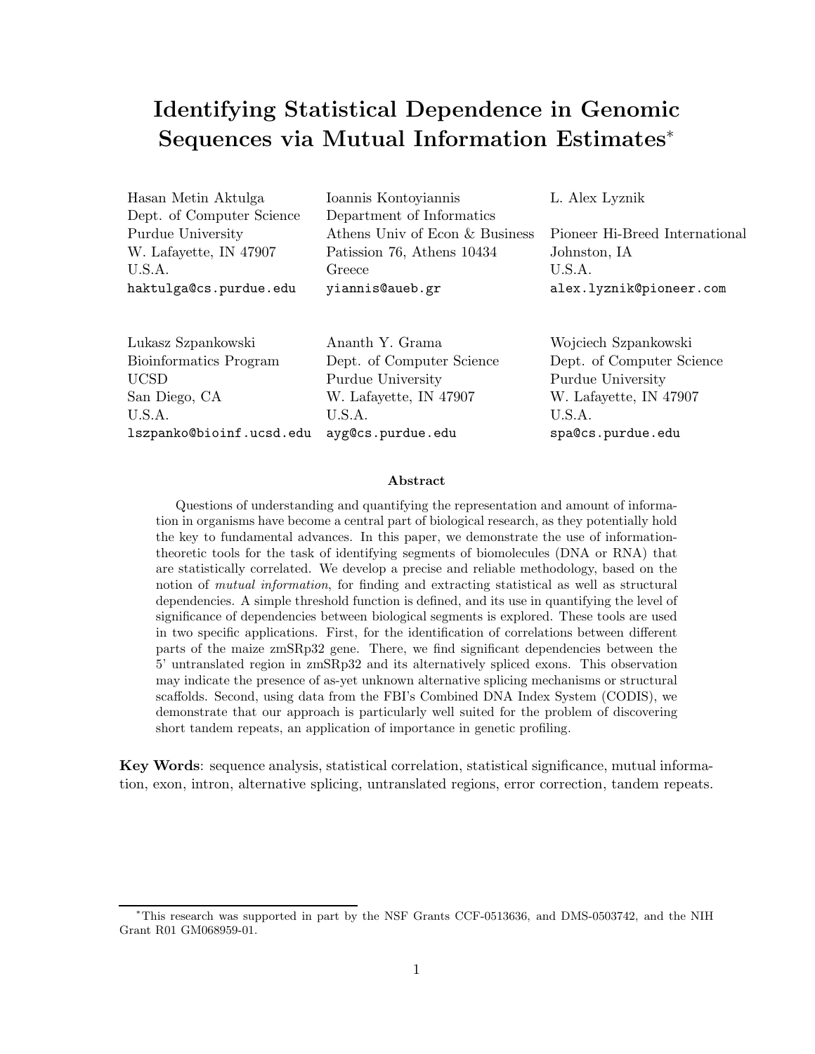# Identifying Statistical Dependence in Genomic Sequences via Mutual Information Estimates*

Hasan Metin Aktulga
Dept. of Computer Science
Purdue University
W. Lafayette, IN 47907
U.S.A.
haktulga@cs.purdue.edu

Ioannis Kontoyiannis
Department of Informatics
Athens Univ of Econ & Business
Patission 76, Athens 10434
Greece
yiannis@aueb.gr

L. Alex Lyznik
Pioneer Hi-Breed International
Johnston, IA
U.S.A.
alex.lyznik@pioneer.com

Lukasz Szpankowski
Bioinformatics Program
UCSD
San Diego, CA
U.S.A.
lszpanko@bioinf.ucsd.edu

Ananth Y. Grama
Dept. of Computer Science
Purdue University
W. Lafayette, IN 47907
U.S.A.
ayg@cs.purdue.edu

Wojciech Szpankowski
Dept. of Computer Science
Purdue University
W. Lafayette, IN 47907
U.S.A.
spa@cs.purdue.edu

### Abstract

Questions of understanding and quantifying the representation and amount of information in organisms have become a central part of biological research, as they potentially hold the key to fundamental advances. In this paper, we demonstrate the use of information-theoretic tools for the task of identifying segments of biomolecules (DNA or RNA) that are statistically correlated. We develop a precise and reliable methodology, based on the notion of *mutual information*, for finding and extracting statistical as well as structural dependencies. A simple threshold function is defined, and its use in quantifying the level of significance of dependencies between biological segments is explored. These tools are used in two specific applications. First, for the identification of correlations between different parts of the maize zmSRp32 gene. There, we find significant dependencies between the 5' untranslated region in zmSRp32 and its alternatively spliced exons. This observation may indicate the presence of as-yet unknown alternative splicing mechanisms or structural scaffolds. Second, using data from the FBI's Combined DNA Index System (CODIS), we demonstrate that our approach is particularly well suited for the problem of discovering short tandem repeats, an application of importance in genetic profiling.

**Key Words**: sequence analysis, statistical correlation, statistical significance, mutual information, exon, intron, alternative splicing, untranslated regions, error correction, tandem repeats.

*This research was supported in part by the NSF Grants CCF-0513636, and DMS-0503742, and the NIH Grant R01 GM068959-01.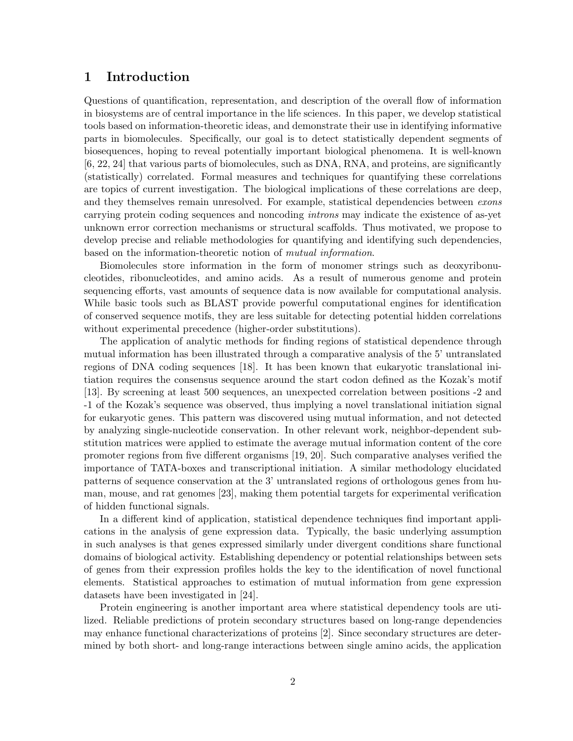# 1 Introduction

Questions of quantification, representation, and description of the overall flow of information in biosystems are of central importance in the life sciences. In this paper, we develop statistical tools based on information-theoretic ideas, and demonstrate their use in identifying informative parts in biomolecules. Specifically, our goal is to detect statistically dependent segments of biosequences, hoping to reveal potentially important biological phenomena. It is well-known [6, 22, 24] that various parts of biomolecules, such as DNA, RNA, and proteins, are significantly (statistically) correlated. Formal measures and techniques for quantifying these correlations are topics of current investigation. The biological implications of these correlations are deep, and they themselves remain unresolved. For example, statistical dependencies between *exons* carrying protein coding sequences and noncoding *introns* may indicate the existence of as-yet unknown error correction mechanisms or structural scaffolds. Thus motivated, we propose to develop precise and reliable methodologies for quantifying and identifying such dependencies, based on the information-theoretic notion of *mutual information*.

Biomolecules store information in the form of monomer strings such as deoxyribonucleotides, ribonucleotides, and amino acids. As a result of numerous genome and protein sequencing efforts, vast amounts of sequence data is now available for computational analysis. While basic tools such as BLAST provide powerful computational engines for identification of conserved sequence motifs, they are less suitable for detecting potential hidden correlations without experimental precedence (higher-order substitutions).

The application of analytic methods for finding regions of statistical dependence through mutual information has been illustrated through a comparative analysis of the 5' untranslated regions of DNA coding sequences [18]. It has been known that eukaryotic translational initiation requires the consensus sequence around the start codon defined as the Kozak's motif [13]. By screening at least 500 sequences, an unexpected correlation between positions -2 and -1 of the Kozak's sequence was observed, thus implying a novel translational initiation signal for eukaryotic genes. This pattern was discovered using mutual information, and not detected by analyzing single-nucleotide conservation. In other relevant work, neighbor-dependent substitution matrices were applied to estimate the average mutual information content of the core promoter regions from five different organisms [19, 20]. Such comparative analyses verified the importance of TATA-boxes and transcriptional initiation. A similar methodology elucidated patterns of sequence conservation at the 3' untranslated regions of orthologous genes from human, mouse, and rat genomes [23], making them potential targets for experimental verification of hidden functional signals.

In a different kind of application, statistical dependence techniques find important applications in the analysis of gene expression data. Typically, the basic underlying assumption in such analyses is that genes expressed similarly under divergent conditions share functional domains of biological activity. Establishing dependency or potential relationships between sets of genes from their expression profiles holds the key to the identification of novel functional elements. Statistical approaches to estimation of mutual information from gene expression datasets have been investigated in [24].

Protein engineering is another important area where statistical dependency tools are utilized. Reliable predictions of protein secondary structures based on long-range dependencies may enhance functional characterizations of proteins [2]. Since secondary structures are determined by both short- and long-range interactions between single amino acids, the application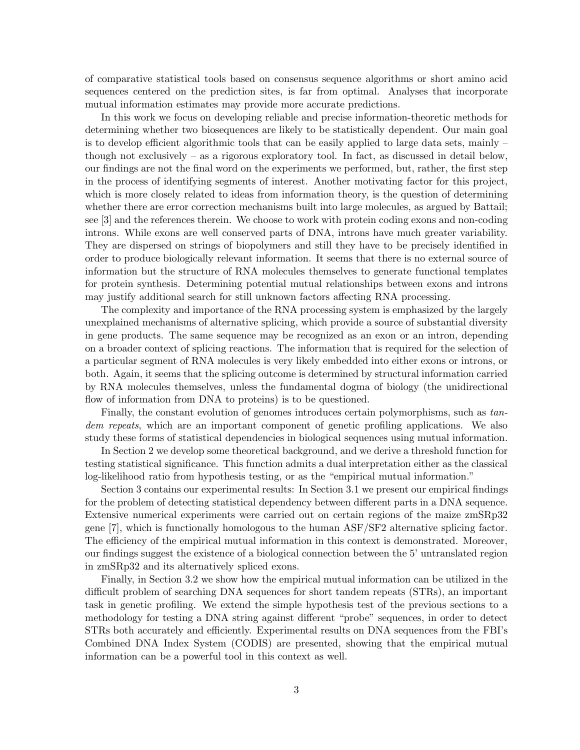of comparative statistical tools based on consensus sequence algorithms or short amino acid sequences centered on the prediction sites, is far from optimal. Analyses that incorporate mutual information estimates may provide more accurate predictions.

In this work we focus on developing reliable and precise information-theoretic methods for determining whether two biosequences are likely to be statistically dependent. Our main goal is to develop efficient algorithmic tools that can be easily applied to large data sets, mainly – though not exclusively – as a rigorous exploratory tool. In fact, as discussed in detail below, our findings are not the final word on the experiments we performed, but, rather, the first step in the process of identifying segments of interest. Another motivating factor for this project, which is more closely related to ideas from information theory, is the question of determining whether there are error correction mechanisms built into large molecules, as argued by Battail; see [3] and the references therein. We choose to work with protein coding exons and non-coding introns. While exons are well conserved parts of DNA, introns have much greater variability. They are dispersed on strings of biopolymers and still they have to be precisely identified in order to produce biologically relevant information. It seems that there is no external source of information but the structure of RNA molecules themselves to generate functional templates for protein synthesis. Determining potential mutual relationships between exons and introns may justify additional search for still unknown factors affecting RNA processing.

The complexity and importance of the RNA processing system is emphasized by the largely unexplained mechanisms of alternative splicing, which provide a source of substantial diversity in gene products. The same sequence may be recognized as an exon or an intron, depending on a broader context of splicing reactions. The information that is required for the selection of a particular segment of RNA molecules is very likely embedded into either exons or introns, or both. Again, it seems that the splicing outcome is determined by structural information carried by RNA molecules themselves, unless the fundamental dogma of biology (the unidirectional flow of information from DNA to proteins) is to be questioned.

Finally, the constant evolution of genomes introduces certain polymorphisms, such as *tandem repeats*, which are an important component of genetic profiling applications. We also study these forms of statistical dependencies in biological sequences using mutual information.

In Section 2 we develop some theoretical background, and we derive a threshold function for testing statistical significance. This function admits a dual interpretation either as the classical log-likelihood ratio from hypothesis testing, or as the "empirical mutual information."

Section 3 contains our experimental results: In Section 3.1 we present our empirical findings for the problem of detecting statistical dependency between different parts in a DNA sequence. Extensive numerical experiments were carried out on certain regions of the maize zmSRp32 gene [7], which is functionally homologous to the human ASF/SF2 alternative splicing factor. The efficiency of the empirical mutual information in this context is demonstrated. Moreover, our findings suggest the existence of a biological connection between the 5' untranslated region in zmSRp32 and its alternatively spliced exons.

Finally, in Section 3.2 we show how the empirical mutual information can be utilized in the difficult problem of searching DNA sequences for short tandem repeats (STRs), an important task in genetic profiling. We extend the simple hypothesis test of the previous sections to a methodology for testing a DNA string against different "probe" sequences, in order to detect STRs both accurately and efficiently. Experimental results on DNA sequences from the FBI's Combined DNA Index System (CODIS) are presented, showing that the empirical mutual information can be a powerful tool in this context as well.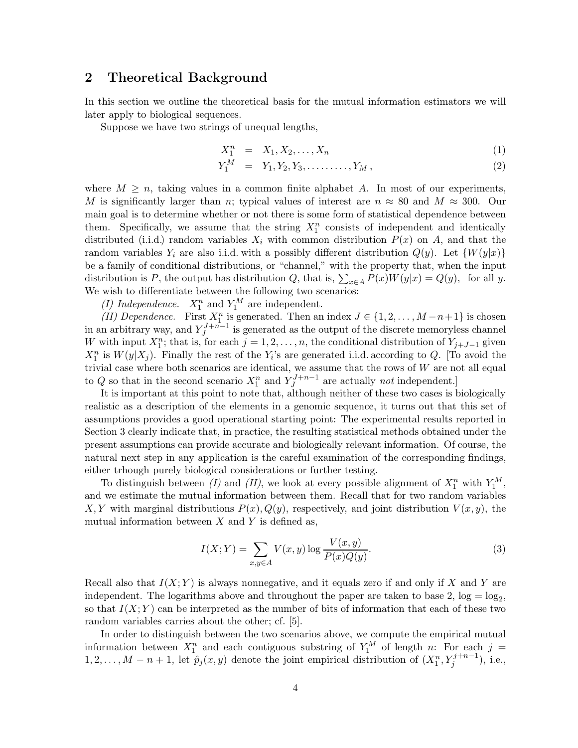## 2 Theoretical Background

In this section we outline the theoretical basis for the mutual information estimators we will later apply to biological sequences.

Suppose we have two strings of unequal lengths,

$$X_1^n = X_1, X_2, \ldots, X_n \tag{1}$$

$$Y_1^M = Y_1, Y_2, Y_3, \ldots\ldots\ldots, Y_M\,, \tag{2}$$

where $M \geq n$, taking values in a common finite alphabet $A$. In most of our experiments, $M$ is significantly larger than $n$; typical values of interest are $n \approx 80$ and $M \approx 300$. Our main goal is to determine whether or not there is some form of statistical dependence between them. Specifically, we assume that the string $X_1^n$ consists of independent and identically distributed (i.i.d.) random variables $X_i$ with common distribution $P(x)$ on $A$, and that the random variables $Y_i$ are also i.i.d. with a possibly different distribution $Q(y)$. Let $\{W(y|x)\}$ be a family of conditional distributions, or "channel," with the property that, when the input distribution is $P$, the output has distribution $Q$, that is, $\sum_{x\in A} P(x)W(y|x) = Q(y)$, for all $y$. We wish to differentiate between the following two scenarios:

*(I) Independence.* $X_1^n$ and $Y_1^M$ are independent.

*(II) Dependence.* First $X_1^n$ is generated. Then an index $J \in \{1, 2, \ldots, M-n+1\}$ is chosen in an arbitrary way, and $Y_J^{J+n-1}$ is generated as the output of the discrete memoryless channel $W$ with input $X_1^n$; that is, for each $j = 1, 2, \ldots, n$, the conditional distribution of $Y_{j+J-1}$ given $X_1^n$ is $W(y|X_j)$. Finally the rest of the $Y_i$'s are generated i.i.d. according to $Q$. [To avoid the trivial case where both scenarios are identical, we assume that the rows of $W$ are not all equal to $Q$ so that in the second scenario $X_1^n$ and $Y_J^{J+n-1}$ are actually *not* independent.]

It is important at this point to note that, although neither of these two cases is biologically realistic as a description of the elements in a genomic sequence, it turns out that this set of assumptions provides a good operational starting point: The experimental results reported in Section 3 clearly indicate that, in practice, the resulting statistical methods obtained under the present assumptions can provide accurate and biologically relevant information. Of course, the natural next step in any application is the careful examination of the corresponding findings, either trhough purely biological considerations or further testing.

To distinguish between *(I)* and *(II)*, we look at every possible alignment of $X_1^n$ with $Y_1^M$, and we estimate the mutual information between them. Recall that for two random variables $X, Y$ with marginal distributions $P(x), Q(y)$, respectively, and joint distribution $V(x, y)$, the mutual information between $X$ and $Y$ is defined as,

$$I(X;Y) = \sum_{x,y\in A} V(x,y) \log \frac{V(x,y)}{P(x)Q(y)}. \tag{3}$$

Recall also that $I(X;Y)$ is always nonnegative, and it equals zero if and only if $X$ and $Y$ are independent. The logarithms above and throughout the paper are taken to base 2, $\log = \log_2$, so that $I(X;Y)$ can be interpreted as the number of bits of information that each of these two random variables carries about the other; cf. [5].

In order to distinguish between the two scenarios above, we compute the empirical mutual information between $X_1^n$ and each contiguous substring of $Y_1^M$ of length $n$: For each $j = 1, 2, \ldots, M-n+1$, let $\hat{p}_j(x, y)$ denote the joint empirical distribution of $(X_1^n, Y_j^{j+n-1})$, i.e.,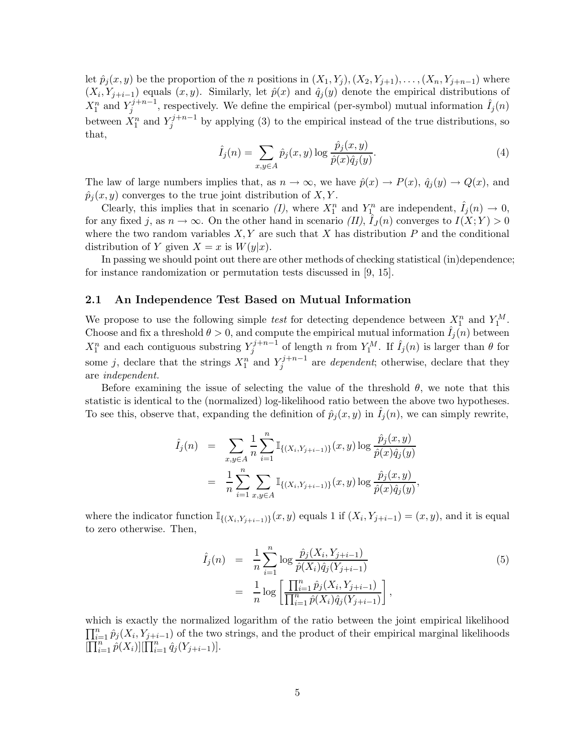let $\hat{p}_j(x, y)$ be the proportion of the $n$ positions in $(X_1, Y_j), (X_2, Y_{j+1}), \ldots, (X_n, Y_{j+n-1})$ where $(X_i, Y_{j+i-1})$ equals $(x, y)$. Similarly, let $\hat{p}(x)$ and $\hat{q}_j(y)$ denote the empirical distributions of $X_1^n$ and $Y_j^{j+n-1}$, respectively. We define the empirical (per-symbol) mutual information $\hat{I}_j(n)$ between $X_1^n$ and $Y_j^{j+n-1}$ by applying (3) to the empirical instead of the true distributions, so that,

$$\hat{I}_j(n) = \sum_{x,y \in A} \hat{p}_j(x, y) \log \frac{\hat{p}_j(x, y)}{\hat{p}(x)\hat{q}_j(y)}. \tag{4}$$

The law of large numbers implies that, as $n \to \infty$, we have $\hat{p}(x) \to P(x)$, $\hat{q}_j(y) \to Q(x)$, and $\hat{p}_j(x, y)$ converges to the true joint distribution of $X, Y$.

Clearly, this implies that in scenario *(I)*, where $X_1^n$ and $Y_1^n$ are independent, $\hat{I}_j(n) \to 0$, for any fixed $j$, as $n \to \infty$. On the other hand in scenario *(II)*, $\hat{I}_J(n)$ converges to $I(X; Y) > 0$ where the two random variables $X, Y$ are such that $X$ has distribution $P$ and the conditional distribution of $Y$ given $X = x$ is $W(y|x)$.

In passing we should point out there are other methods of checking statistical (in)dependence; for instance randomization or permutation tests discussed in [9, 15].

## 2.1 An Independence Test Based on Mutual Information

We propose to use the following simple *test* for detecting dependence between $X_1^n$ and $Y_1^M$. Choose and fix a threshold $\theta > 0$, and compute the empirical mutual information $\hat{I}_j(n)$ between $X_1^n$ and each contiguous substring $Y_j^{j+n-1}$ of length $n$ from $Y_1^M$. If $\hat{I}_j(n)$ is larger than $\theta$ for some $j$, declare that the strings $X_1^n$ and $Y_j^{j+n-1}$ are *dependent*; otherwise, declare that they are *independent.*

Before examining the issue of selecting the value of the threshold $\theta$, we note that this statistic is identical to the (normalized) log-likelihood ratio between the above two hypotheses. To see this, observe that, expanding the definition of $\hat{p}_j(x, y)$ in $\hat{I}_j(n)$, we can simply rewrite,

$$\begin{aligned}
\hat{I}_j(n) &= \sum_{x,y \in A} \frac{1}{n} \sum_{i=1}^{n} \mathbb{I}_{\{(X_i, Y_{j+i-1})\}}(x, y) \log \frac{\hat{p}_j(x, y)}{\hat{p}(x)\hat{q}_j(y)} \\
&= \frac{1}{n} \sum_{i=1}^{n} \sum_{x,y \in A} \mathbb{I}_{\{(X_i, Y_{j+i-1})\}}(x, y) \log \frac{\hat{p}_j(x, y)}{\hat{p}(x)\hat{q}_j(y)},
\end{aligned}$$

where the indicator function $\mathbb{I}_{\{(X_i, Y_{j+i-1})\}}(x, y)$ equals 1 if $(X_i, Y_{j+i-1}) = (x, y)$, and it is equal to zero otherwise. Then,

$$\begin{aligned}
\hat{I}_j(n) &= \frac{1}{n} \sum_{i=1}^{n} \log \frac{\hat{p}_j(X_i, Y_{j+i-1})}{\hat{p}(X_i)\hat{q}_j(Y_{j+i-1})} \\
&= \frac{1}{n} \log \left[ \frac{\prod_{i=1}^{n} \hat{p}_j(X_i, Y_{j+i-1})}{\prod_{i=1}^{n} \hat{p}(X_i)\hat{q}_j(Y_{j+i-1})} \right],
\end{aligned} \tag{5}$$

which is exactly the normalized logarithm of the ratio between the joint empirical likelihood $\prod_{i=1}^{n} \hat{p}_j(X_i, Y_{j+i-1})$ of the two strings, and the product of their empirical marginal likelihoods $[\prod_{i=1}^{n} \hat{p}(X_i)][\prod_{i=1}^{n} \hat{q}_j(Y_{j+i-1})]$.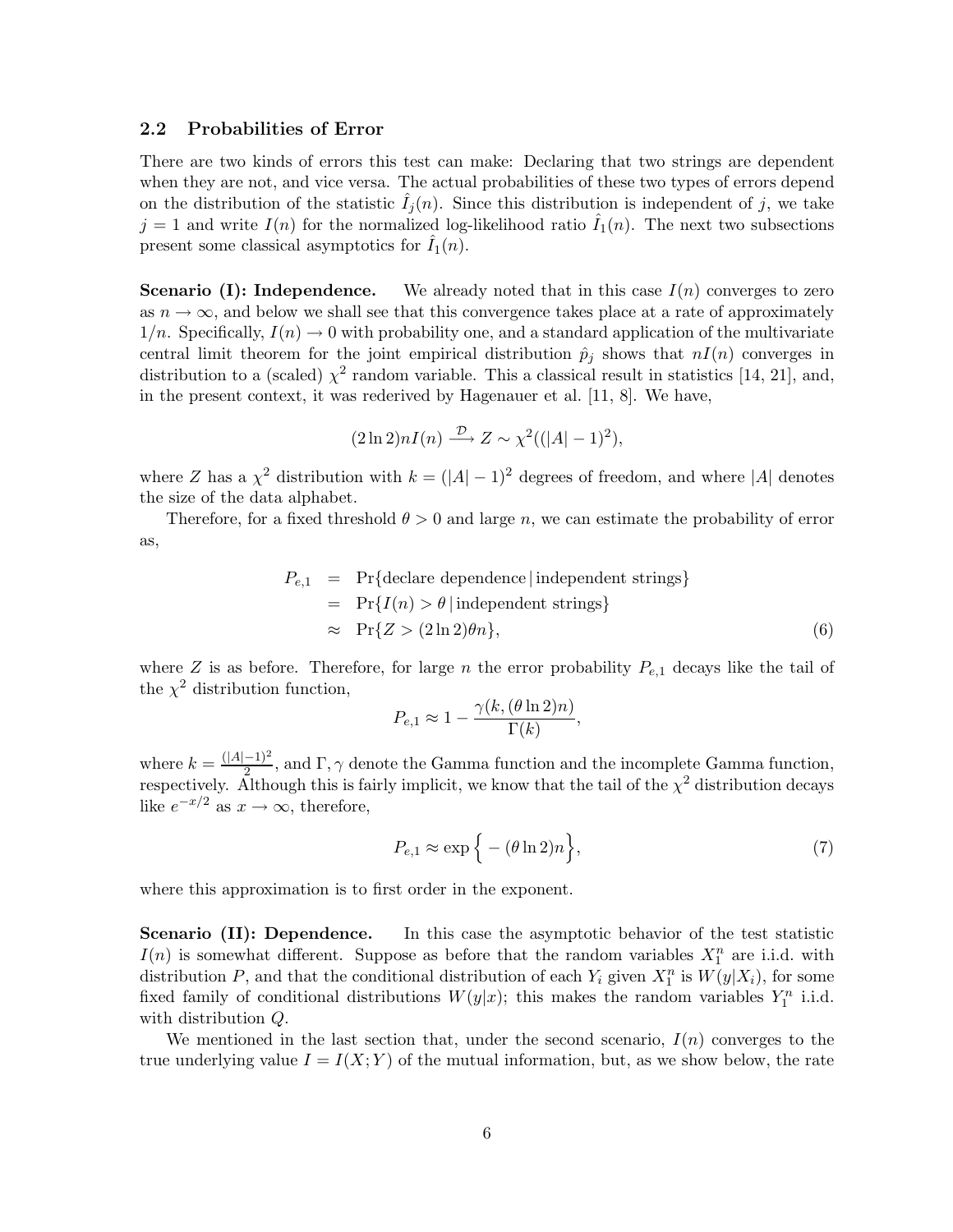### 2.2 Probabilities of Error

There are two kinds of errors this test can make: Declaring that two strings are dependent when they are not, and vice versa. The actual probabilities of these two types of errors depend on the distribution of the statistic $\hat{I}_j(n)$. Since this distribution is independent of $j$, we take $j = 1$ and write $I(n)$ for the normalized log-likelihood ratio $\hat{I}_1(n)$. The next two subsections present some classical asymptotics for $\hat{I}_1(n)$.

**Scenario (I): Independence.** We already noted that in this case $I(n)$ converges to zero as $n \to \infty$, and below we shall see that this convergence takes place at a rate of approximately $1/n$. Specifically, $I(n) \to 0$ with probability one, and a standard application of the multivariate central limit theorem for the joint empirical distribution $\hat{p}_j$ shows that $nI(n)$ converges in distribution to a (scaled) $\chi^2$ random variable. This a classical result in statistics [14, 21], and, in the present context, it was rederived by Hagenauer et al. [11, 8]. We have,

$$(2 \ln 2) n I(n) \xrightarrow{\mathcal{D}} Z \sim \chi^2((|A| - 1)^2),$$

where $Z$ has a $\chi^2$ distribution with $k = (|A| - 1)^2$ degrees of freedom, and where $|A|$ denotes the size of the data alphabet.

Therefore, for a fixed threshold $\theta > 0$ and large $n$, we can estimate the probability of error as,

$$\begin{aligned} P_{e,1} &= \Pr\{\text{declare dependence} \,|\, \text{independent strings}\} \\ &= \Pr\{I(n) > \theta \,|\, \text{independent strings}\} \\ &\approx \Pr\{Z > (2 \ln 2)\theta n\}, \end{aligned} \tag{6}$$

where $Z$ is as before. Therefore, for large $n$ the error probability $P_{e,1}$ decays like the tail of the $\chi^2$ distribution function,

$$P_{e,1} \approx 1 - \frac{\gamma(k, (\theta \ln 2) n)}{\Gamma(k)},$$

where $k = \frac{(|A|-1)^2}{2}$, and $\Gamma, \gamma$ denote the Gamma function and the incomplete Gamma function, respectively. Although this is fairly implicit, we know that the tail of the $\chi^2$ distribution decays like $e^{-x/2}$ as $x \to \infty$, therefore,

$$P_{e,1} \approx \exp\Big\{ -(\theta \ln 2) n \Big\}, \tag{7}$$

where this approximation is to first order in the exponent.

**Scenario (II): Dependence.** In this case the asymptotic behavior of the test statistic $I(n)$ is somewhat different. Suppose as before that the random variables $X_1^n$ are i.i.d. with distribution $P$, and that the conditional distribution of each $Y_i$ given $X_1^n$ is $W(y|X_i)$, for some fixed family of conditional distributions $W(y|x)$; this makes the random variables $Y_1^n$ i.i.d. with distribution $Q$.

We mentioned in the last section that, under the second scenario, $I(n)$ converges to the true underlying value $I = I(X;Y)$ of the mutual information, but, as we show below, the rate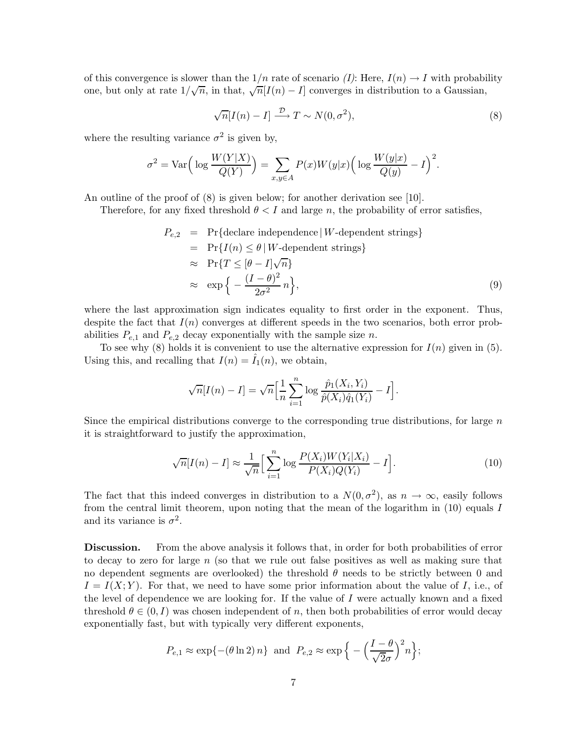of this convergence is slower than the $1/n$ rate of scenario *(I)*: Here, $I(n) \to I$ with probability one, but only at rate $1/\sqrt{n}$, in that, $\sqrt{n}[I(n) - I]$ converges in distribution to a Gaussian,

$$\sqrt{n}[I(n) - I] \xrightarrow{\mathcal{D}} T \sim N(0, \sigma^2), \tag{8}$$

where the resulting variance $\sigma^2$ is given by,

$$\sigma^2 = \mathrm{Var}\Big( \log \frac{W(Y|X)}{Q(Y)} \Big) = \sum_{x,y \in A} P(x) W(y|x) \Big( \log \frac{W(y|x)}{Q(y)} - I \Big)^2.$$

An outline of the proof of (8) is given below; for another derivation see [10].

Therefore, for any fixed threshold $\theta < I$ and large $n$, the probability of error satisfies,

$$\begin{aligned}
P_{e,2} &= \Pr\{\text{declare independence} \,|\, W\text{-dependent strings}\} \\
&= \Pr\{I(n) \leq \theta \,|\, W\text{-dependent strings}\} \\
&\approx \Pr\{T \leq [\theta - I]\sqrt{n}\} \\
&\approx \exp\Big\{ -\frac{(I-\theta)^2}{2\sigma^2}\, n \Big\},
\end{aligned} \tag{9}$$

where the last approximation sign indicates equality to first order in the exponent. Thus, despite the fact that $I(n)$ converges at different speeds in the two scenarios, both error probabilities $P_{e,1}$ and $P_{e,2}$ decay exponentially with the sample size $n$.

To see why (8) holds it is convenient to use the alternative expression for $I(n)$ given in (5). Using this, and recalling that $I(n) = \hat{I}_1(n)$, we obtain,

$$\sqrt{n}[I(n) - I] = \sqrt{n}\Big[ \frac{1}{n} \sum_{i=1}^{n} \log \frac{\hat{p}_1(X_i, Y_i)}{\hat{p}(X_i)\hat{q}_1(Y_i)} - I \Big].$$

Since the empirical distributions converge to the corresponding true distributions, for large $n$ it is straightforward to justify the approximation,

$$\sqrt{n}[I(n) - I] \approx \frac{1}{\sqrt{n}} \Big[ \sum_{i=1}^{n} \log \frac{P(X_i) W(Y_i|X_i)}{P(X_i) Q(Y_i)} - I \Big]. \tag{10}$$

The fact that this indeed converges in distribution to a $N(0, \sigma^2)$, as $n \to \infty$, easily follows from the central limit theorem, upon noting that the mean of the logarithm in (10) equals $I$ and its variance is $\sigma^2$.

**Discussion.** From the above analysis it follows that, in order for both probabilities of error to decay to zero for large $n$ (so that we rule out false positives as well as making sure that no dependent segments are overlooked) the threshold $\theta$ needs to be strictly between 0 and $I = I(X;Y)$. For that, we need to have some prior information about the value of $I$, i.e., of the level of dependence we are looking for. If the value of $I$ were actually known and a fixed threshold $\theta \in (0, I)$ was chosen independent of $n$, then both probabilities of error would decay exponentially fast, but with typically very different exponents,

$$P_{e,1} \approx \exp\{-(\theta \ln 2)\, n\} \;\text{ and }\; P_{e,2} \approx \exp\Big\{ -\Big( \frac{I-\theta}{\sqrt{2}\sigma} \Big)^2 n \Big\};$$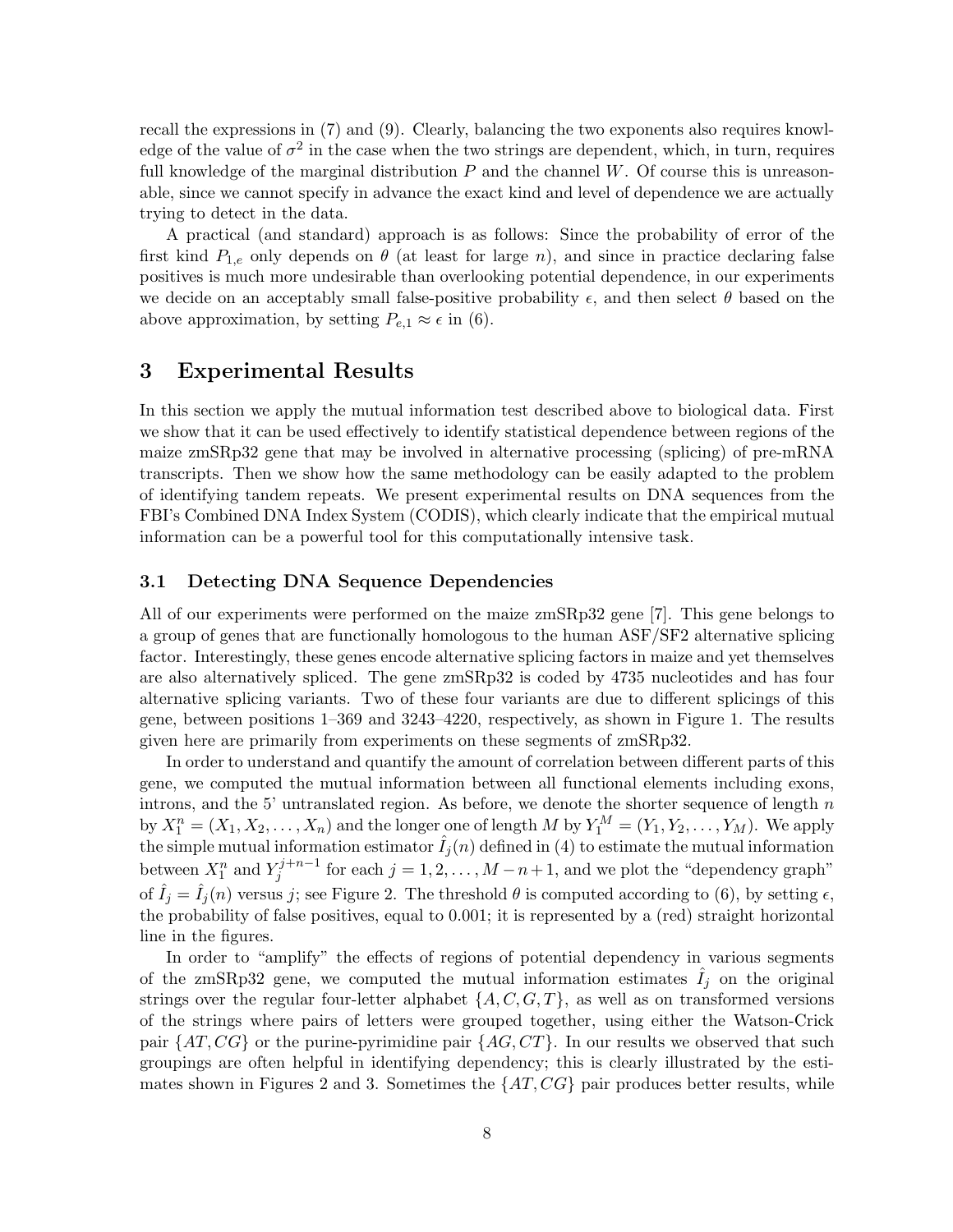recall the expressions in (7) and (9). Clearly, balancing the two exponents also requires knowledge of the value of $\sigma^2$ in the case when the two strings are dependent, which, in turn, requires full knowledge of the marginal distribution $P$ and the channel $W$. Of course this is unreasonable, since we cannot specify in advance the exact kind and level of dependence we are actually trying to detect in the data.

A practical (and standard) approach is as follows: Since the probability of error of the first kind $P_{1,e}$ only depends on $\theta$ (at least for large $n$), and since in practice declaring false positives is much more undesirable than overlooking potential dependence, in our experiments we decide on an acceptably small false-positive probability $\epsilon$, and then select $\theta$ based on the above approximation, by setting $P_{e,1} \approx \epsilon$ in (6).

# 3 Experimental Results

In this section we apply the mutual information test described above to biological data. First we show that it can be used effectively to identify statistical dependence between regions of the maize zmSRp32 gene that may be involved in alternative processing (splicing) of pre-mRNA transcripts. Then we show how the same methodology can be easily adapted to the problem of identifying tandem repeats. We present experimental results on DNA sequences from the FBI's Combined DNA Index System (CODIS), which clearly indicate that the empirical mutual information can be a powerful tool for this computationally intensive task.

## 3.1 Detecting DNA Sequence Dependencies

All of our experiments were performed on the maize zmSRp32 gene [7]. This gene belongs to a group of genes that are functionally homologous to the human ASF/SF2 alternative splicing factor. Interestingly, these genes encode alternative splicing factors in maize and yet themselves are also alternatively spliced. The gene zmSRp32 is coded by 4735 nucleotides and has four alternative splicing variants. Two of these four variants are due to different splicings of this gene, between positions 1–369 and 3243–4220, respectively, as shown in Figure 1. The results given here are primarily from experiments on these segments of zmSRp32.

In order to understand and quantify the amount of correlation between different parts of this gene, we computed the mutual information between all functional elements including exons, introns, and the 5' untranslated region. As before, we denote the shorter sequence of length $n$ by $X_1^n = (X_1, X_2, \ldots, X_n)$ and the longer one of length $M$ by $Y_1^M = (Y_1, Y_2, \ldots, Y_M)$. We apply the simple mutual information estimator $\hat{I}_j(n)$ defined in (4) to estimate the mutual information between $X_1^n$ and $Y_j^{j+n-1}$ for each $j = 1, 2, \ldots, M-n+1$, and we plot the "dependency graph" of $\hat{I}_j = \hat{I}_j(n)$ versus $j$; see Figure 2. The threshold $\theta$ is computed according to (6), by setting $\epsilon$, the probability of false positives, equal to 0.001; it is represented by a (red) straight horizontal line in the figures.

In order to "amplify" the effects of regions of potential dependency in various segments of the zmSRp32 gene, we computed the mutual information estimates $\hat{I}_j$ on the original strings over the regular four-letter alphabet $\{A, C, G, T\}$, as well as on transformed versions of the strings where pairs of letters were grouped together, using either the Watson-Crick pair $\{AT, CG\}$ or the purine-pyrimidine pair $\{AG, CT\}$. In our results we observed that such groupings are often helpful in identifying dependency; this is clearly illustrated by the estimates shown in Figures 2 and 3. Sometimes the $\{AT, CG\}$ pair produces better results, while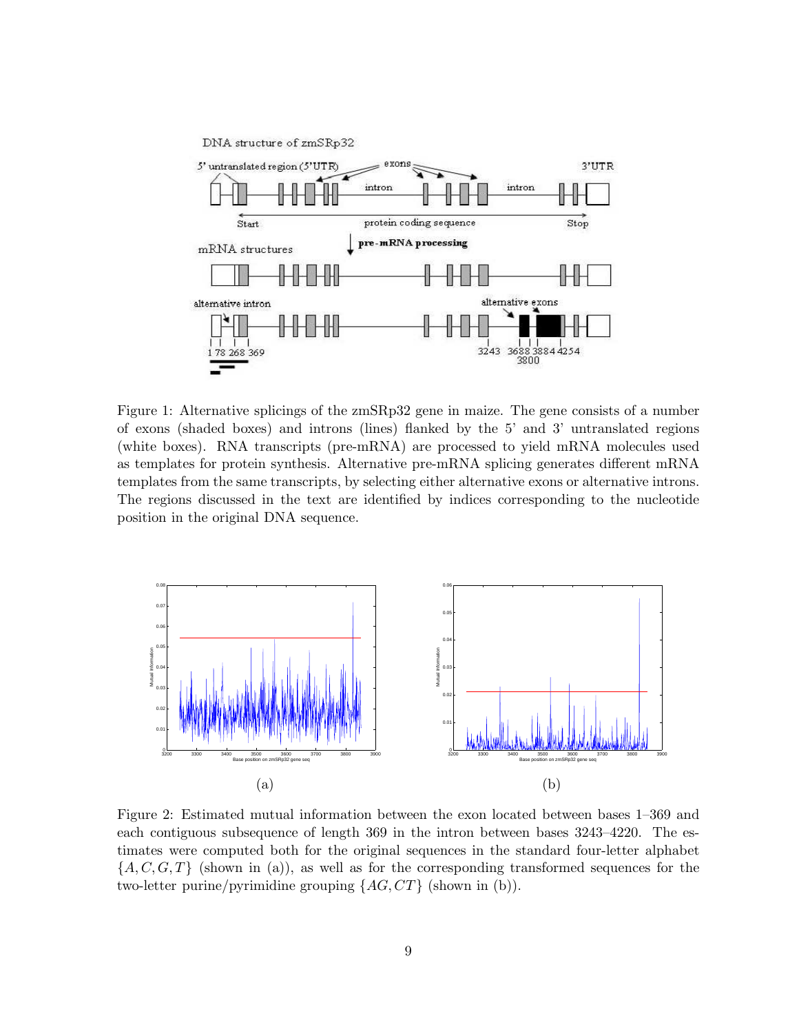Figure 1: Alternative splicings of the zmSRp32 gene in maize. The gene consists of a number of exons (shaded boxes) and introns (lines) flanked by the 5' and 3' untranslated regions (white boxes). RNA transcripts (pre-mRNA) are processed to yield mRNA molecules used as templates for protein synthesis. Alternative pre-mRNA splicing generates different mRNA templates from the same transcripts, by selecting either alternative exons or alternative introns. The regions discussed in the text are identified by indices corresponding to the nucleotide position in the original DNA sequence.

(a)

(b)

Figure 2: Estimated mutual information between the exon located between bases 1–369 and each contiguous subsequence of length 369 in the intron between bases 3243–4220. The estimates were computed both for the original sequences in the standard four-letter alphabet $\{A, C, G, T\}$ (shown in (a)), as well as for the corresponding transformed sequences for the two-letter purine/pyrimidine grouping $\{AG, CT\}$ (shown in (b)).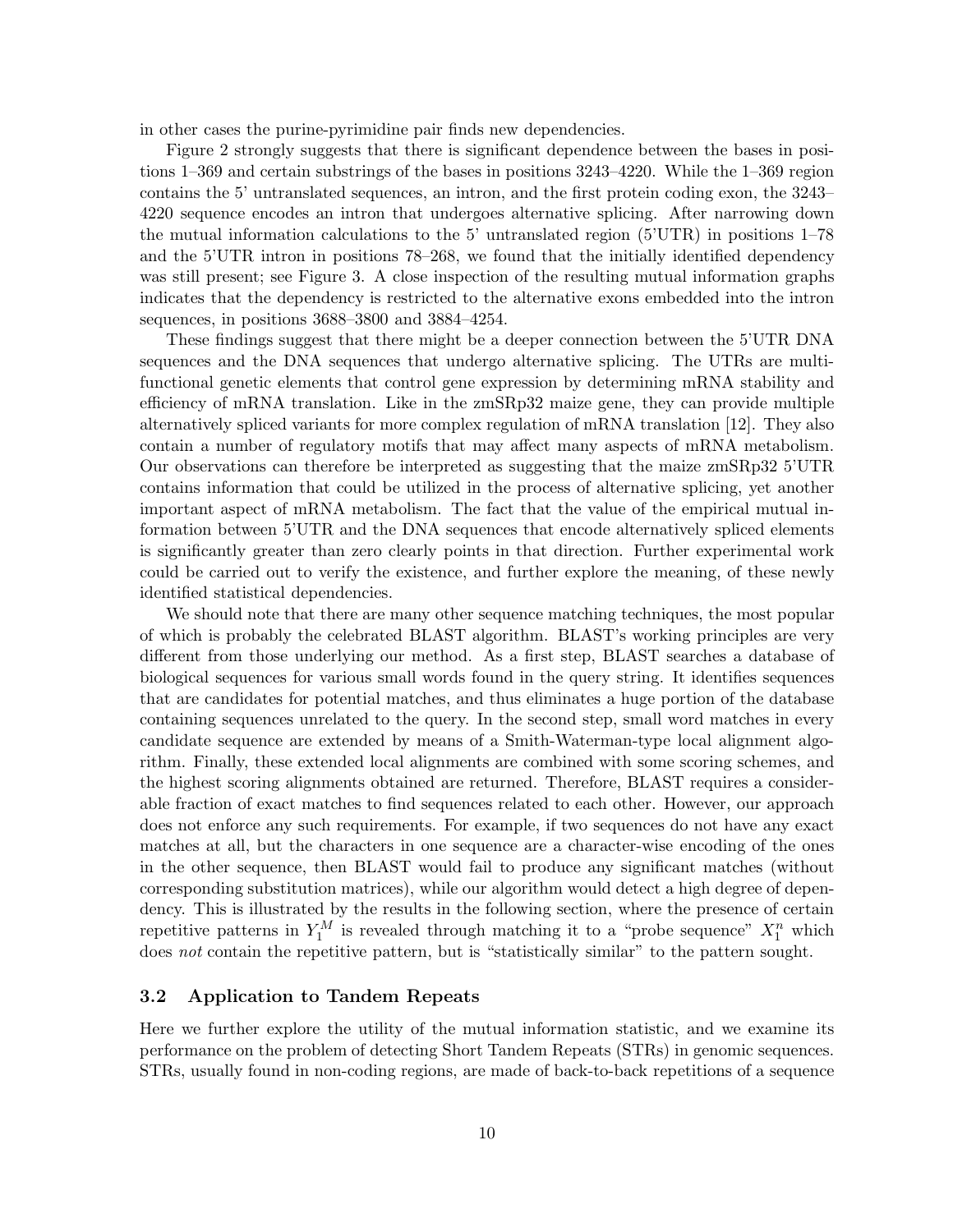in other cases the purine-pyrimidine pair finds new dependencies.

Figure 2 strongly suggests that there is significant dependence between the bases in positions 1–369 and certain substrings of the bases in positions 3243–4220. While the 1–369 region contains the 5' untranslated sequences, an intron, and the first protein coding exon, the 3243–4220 sequence encodes an intron that undergoes alternative splicing. After narrowing down the mutual information calculations to the 5' untranslated region (5'UTR) in positions 1–78 and the 5'UTR intron in positions 78–268, we found that the initially identified dependency was still present; see Figure 3. A close inspection of the resulting mutual information graphs indicates that the dependency is restricted to the alternative exons embedded into the intron sequences, in positions 3688–3800 and 3884–4254.

These findings suggest that there might be a deeper connection between the 5'UTR DNA sequences and the DNA sequences that undergo alternative splicing. The UTRs are multi-functional genetic elements that control gene expression by determining mRNA stability and efficiency of mRNA translation. Like in the zmSRp32 maize gene, they can provide multiple alternatively spliced variants for more complex regulation of mRNA translation [12]. They also contain a number of regulatory motifs that may affect many aspects of mRNA metabolism. Our observations can therefore be interpreted as suggesting that the maize zmSRp32 5'UTR contains information that could be utilized in the process of alternative splicing, yet another important aspect of mRNA metabolism. The fact that the value of the empirical mutual information between 5'UTR and the DNA sequences that encode alternatively spliced elements is significantly greater than zero clearly points in that direction. Further experimental work could be carried out to verify the existence, and further explore the meaning, of these newly identified statistical dependencies.

We should note that there are many other sequence matching techniques, the most popular of which is probably the celebrated BLAST algorithm. BLAST's working principles are very different from those underlying our method. As a first step, BLAST searches a database of biological sequences for various small words found in the query string. It identifies sequences that are candidates for potential matches, and thus eliminates a huge portion of the database containing sequences unrelated to the query. In the second step, small word matches in every candidate sequence are extended by means of a Smith-Waterman-type local alignment algorithm. Finally, these extended local alignments are combined with some scoring schemes, and the highest scoring alignments obtained are returned. Therefore, BLAST requires a considerable fraction of exact matches to find sequences related to each other. However, our approach does not enforce any such requirements. For example, if two sequences do not have any exact matches at all, but the characters in one sequence are a character-wise encoding of the ones in the other sequence, then BLAST would fail to produce any significant matches (without corresponding substitution matrices), while our algorithm would detect a high degree of dependency. This is illustrated by the results in the following section, where the presence of certain repetitive patterns in $Y_1^M$ is revealed through matching it to a "probe sequence" $X_1^n$ which does *not* contain the repetitive pattern, but is "statistically similar" to the pattern sought.

### 3.2 Application to Tandem Repeats

Here we further explore the utility of the mutual information statistic, and we examine its performance on the problem of detecting Short Tandem Repeats (STRs) in genomic sequences. STRs, usually found in non-coding regions, are made of back-to-back repetitions of a sequence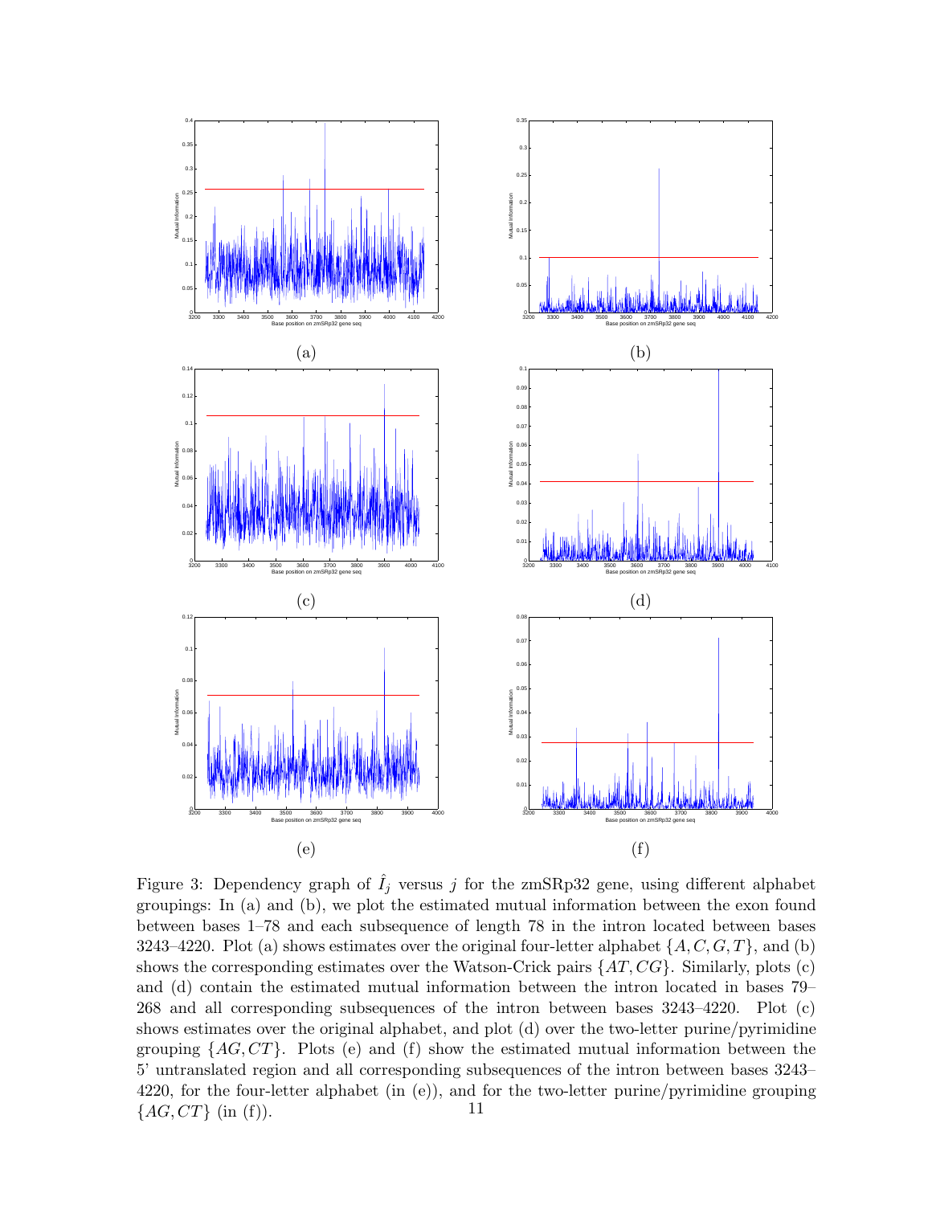(a)

(b)

(c)

(d)

(e)

(f)

Figure 3: Dependency graph of $\hat{I}_j$ versus $j$ for the zmSRp32 gene, using different alphabet groupings: In (a) and (b), we plot the estimated mutual information between the exon found between bases 1–78 and each subsequence of length 78 in the intron located between bases 3243–4220. Plot (a) shows estimates over the original four-letter alphabet $\{A, C, G, T\}$, and (b) shows the corresponding estimates over the Watson-Crick pairs $\{AT, CG\}$. Similarly, plots (c) and (d) contain the estimated mutual information between the intron located in bases 79–268 and all corresponding subsequences of the intron between bases 3243–4220. Plot (c) shows estimates over the original alphabet, and plot (d) over the two-letter purine/pyrimidine grouping $\{AG, CT\}$. Plots (e) and (f) show the estimated mutual information between the 5' untranslated region and all corresponding subsequences of the intron between bases 3243–4220, for the four-letter alphabet (in (e)), and for the two-letter purine/pyrimidine grouping $\{AG, CT\}$ (in (f)).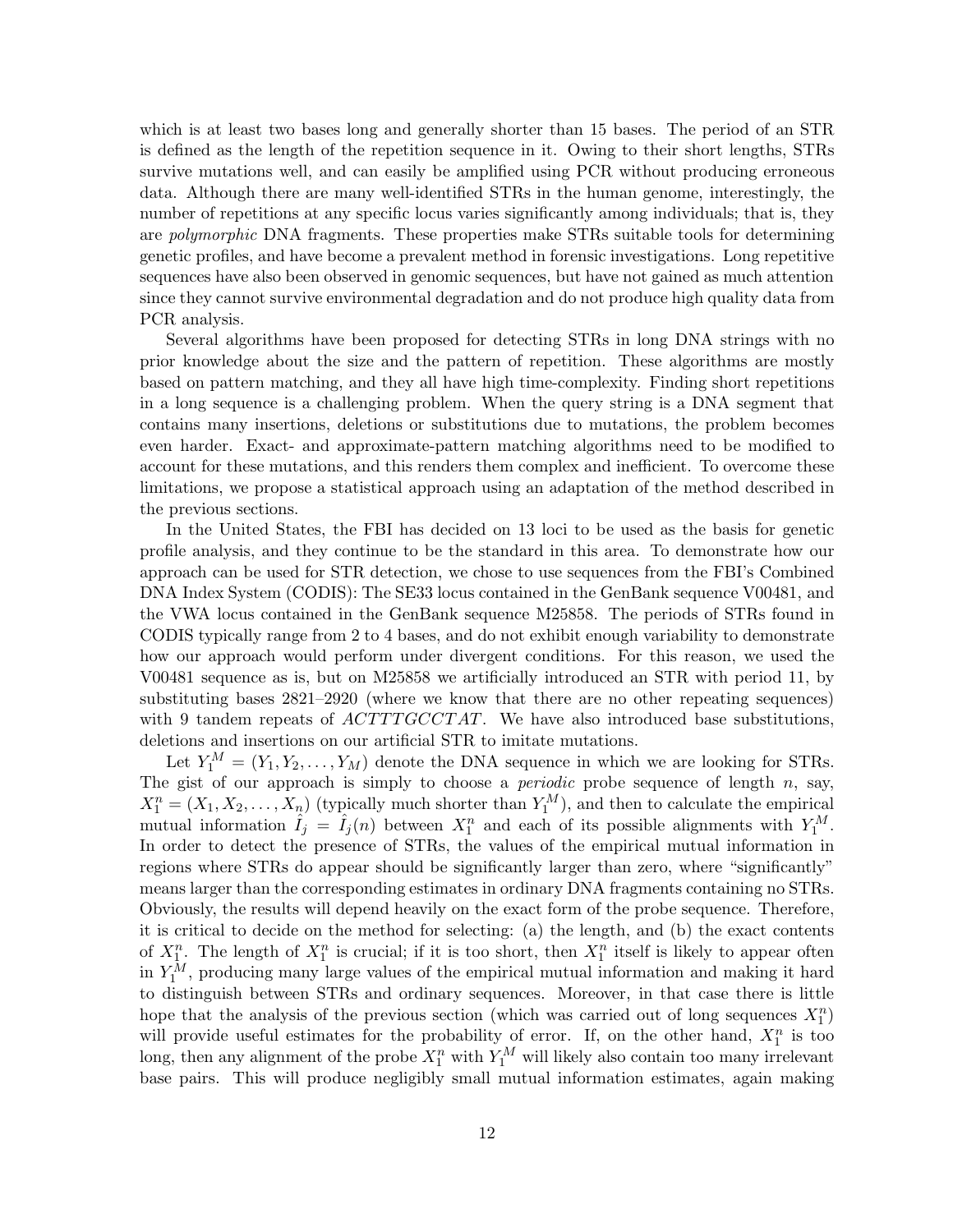which is at least two bases long and generally shorter than 15 bases. The period of an STR is defined as the length of the repetition sequence in it. Owing to their short lengths, STRs survive mutations well, and can easily be amplified using PCR without producing erroneous data. Although there are many well-identified STRs in the human genome, interestingly, the number of repetitions at any specific locus varies significantly among individuals; that is, they are *polymorphic* DNA fragments. These properties make STRs suitable tools for determining genetic profiles, and have become a prevalent method in forensic investigations. Long repetitive sequences have also been observed in genomic sequences, but have not gained as much attention since they cannot survive environmental degradation and do not produce high quality data from PCR analysis.

Several algorithms have been proposed for detecting STRs in long DNA strings with no prior knowledge about the size and the pattern of repetition. These algorithms are mostly based on pattern matching, and they all have high time-complexity. Finding short repetitions in a long sequence is a challenging problem. When the query string is a DNA segment that contains many insertions, deletions or substitutions due to mutations, the problem becomes even harder. Exact- and approximate-pattern matching algorithms need to be modified to account for these mutations, and this renders them complex and inefficient. To overcome these limitations, we propose a statistical approach using an adaptation of the method described in the previous sections.

In the United States, the FBI has decided on 13 loci to be used as the basis for genetic profile analysis, and they continue to be the standard in this area. To demonstrate how our approach can be used for STR detection, we chose to use sequences from the FBI's Combined DNA Index System (CODIS): The SE33 locus contained in the GenBank sequence V00481, and the VWA locus contained in the GenBank sequence M25858. The periods of STRs found in CODIS typically range from 2 to 4 bases, and do not exhibit enough variability to demonstrate how our approach would perform under divergent conditions. For this reason, we used the V00481 sequence as is, but on M25858 we artificially introduced an STR with period 11, by substituting bases 2821–2920 (where we know that there are no other repeating sequences) with 9 tandem repeats of $ACTTTGCCTAT$. We have also introduced base substitutions, deletions and insertions on our artificial STR to imitate mutations.

Let $Y_1^M = (Y_1, Y_2, \ldots, Y_M)$ denote the DNA sequence in which we are looking for STRs. The gist of our approach is simply to choose a *periodic* probe sequence of length $n$, say, $X_1^n = (X_1, X_2, \ldots, X_n)$ (typically much shorter than $Y_1^M$), and then to calculate the empirical mutual information $\hat{I}_j = \hat{I}_j(n)$ between $X_1^n$ and each of its possible alignments with $Y_1^M$. In order to detect the presence of STRs, the values of the empirical mutual information in regions where STRs do appear should be significantly larger than zero, where "significantly" means larger than the corresponding estimates in ordinary DNA fragments containing no STRs. Obviously, the results will depend heavily on the exact form of the probe sequence. Therefore, it is critical to decide on the method for selecting: (a) the length, and (b) the exact contents of $X_1^n$. The length of $X_1^n$ is crucial; if it is too short, then $X_1^n$ itself is likely to appear often in $Y_1^M$, producing many large values of the empirical mutual information and making it hard to distinguish between STRs and ordinary sequences. Moreover, in that case there is little hope that the analysis of the previous section (which was carried out of long sequences $X_1^n$) will provide useful estimates for the probability of error. If, on the other hand, $X_1^n$ is too long, then any alignment of the probe $X_1^n$ with $Y_1^M$ will likely also contain too many irrelevant base pairs. This will produce negligibly small mutual information estimates, again making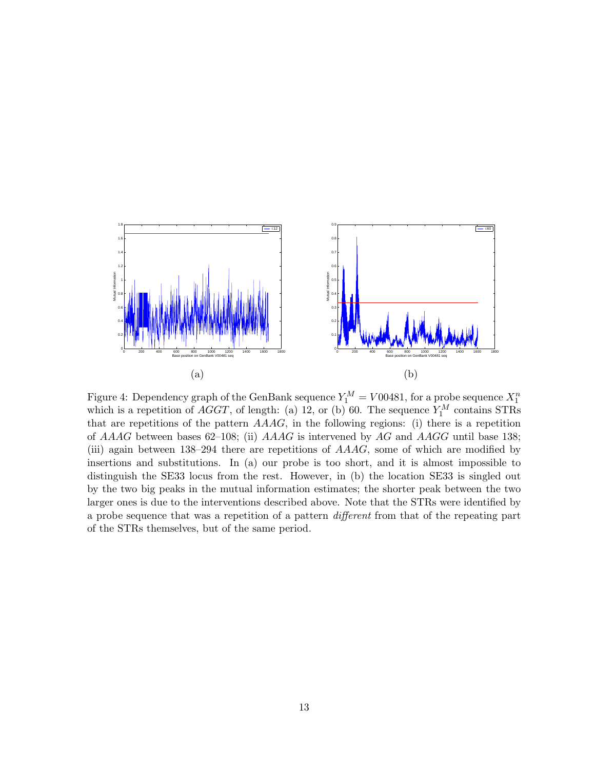(a) (b)

Figure 4: Dependency graph of the GenBank sequence $Y_1^M = V00481$, for a probe sequence $X_1^n$ which is a repetition of $AGGT$, of length: (a) 12, or (b) 60. The sequence $Y_1^M$ contains STRs that are repetitions of the pattern $AAAG$, in the following regions: (i) there is a repetition of $AAAG$ between bases 62–108; (ii) $AAAG$ is intervened by $AG$ and $AAGG$ until base 138; (iii) again between 138–294 there are repetitions of $AAAG$, some of which are modified by insertions and substitutions. In (a) our probe is too short, and it is almost impossible to distinguish the SE33 locus from the rest. However, in (b) the location SE33 is singled out by the two big peaks in the mutual information estimates; the shorter peak between the two larger ones is due to the interventions described above. Note that the STRs were identified by a probe sequence that was a repetition of a pattern *different* from that of the repeating part of the STRs themselves, but of the same period.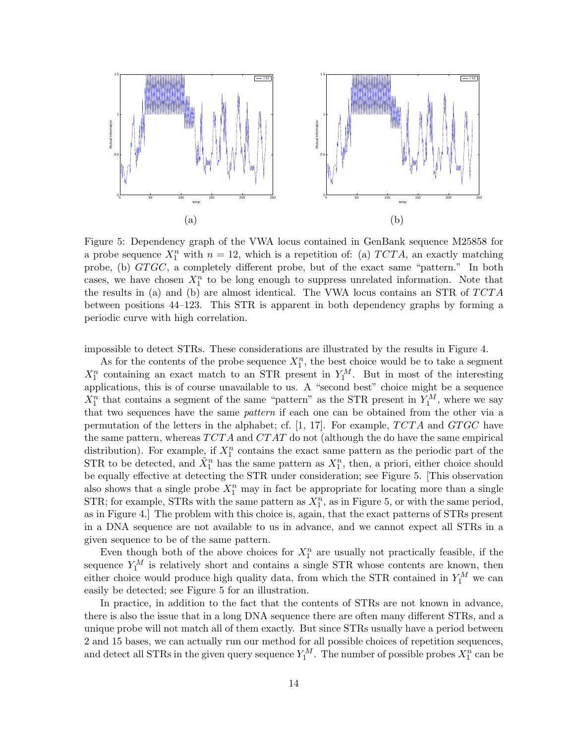(a) (b)

Figure 5: Dependency graph of the VWA locus contained in GenBank sequence M25858 for a probe sequence $X_1^n$ with $n = 12$, which is a repetition of: (a) $TCTA$, an exactly matching probe, (b) $GTGC$, a completely different probe, but of the exact same "pattern." In both cases, we have chosen $X_1^n$ to be long enough to suppress unrelated information. Note that the results in (a) and (b) are almost identical. The VWA locus contains an STR of $TCTA$ between positions 44–123. This STR is apparent in both dependency graphs by forming a periodic curve with high correlation.

impossible to detect STRs. These considerations are illustrated by the results in Figure 4.

As for the contents of the probe sequence $X_1^n$, the best choice would be to take a segment $X_1^n$ containing an exact match to an STR present in $Y_1^M$. But in most of the interesting applications, this is of course unavailable to us. A "second best" choice might be a sequence $X_1^n$ that contains a segment of the same "pattern" as the STR present in $Y_1^M$, where we say that two sequences have the same *pattern* if each one can be obtained from the other via a permutation of the letters in the alphabet; cf. [1, 17]. For example, $TCTA$ and $GTGC$ have the same pattern, whereas $TCTA$ and $CTAT$ do not (although the do have the same empirical distribution). For example, if $X_1^n$ contains the exact same pattern as the periodic part of the STR to be detected, and $\tilde{X}_1^n$ has the same pattern as $X_1^n$, then, a priori, either choice should be equally effective at detecting the STR under consideration; see Figure 5. [This observation also shows that a single probe $X_1^n$ may in fact be appropriate for locating more than a single STR; for example, STRs with the same pattern as $X_1^n$, as in Figure 5, or with the same period, as in Figure 4.] The problem with this choice is, again, that the exact patterns of STRs present in a DNA sequence are not available to us in advance, and we cannot expect all STRs in a given sequence to be of the same pattern.

Even though both of the above choices for $X_1^n$ are usually not practically feasible, if the sequence $Y_1^M$ is relatively short and contains a single STR whose contents are known, then either choice would produce high quality data, from which the STR contained in $Y_1^M$ we can easily be detected; see Figure 5 for an illustration.

In practice, in addition to the fact that the contents of STRs are not known in advance, there is also the issue that in a long DNA sequence there are often many different STRs, and a unique probe will not match all of them exactly. But since STRs usually have a period between 2 and 15 bases, we can actually run our method for all possible choices of repetition sequences, and detect all STRs in the given query sequence $Y_1^M$. The number of possible probes $X_1^n$ can be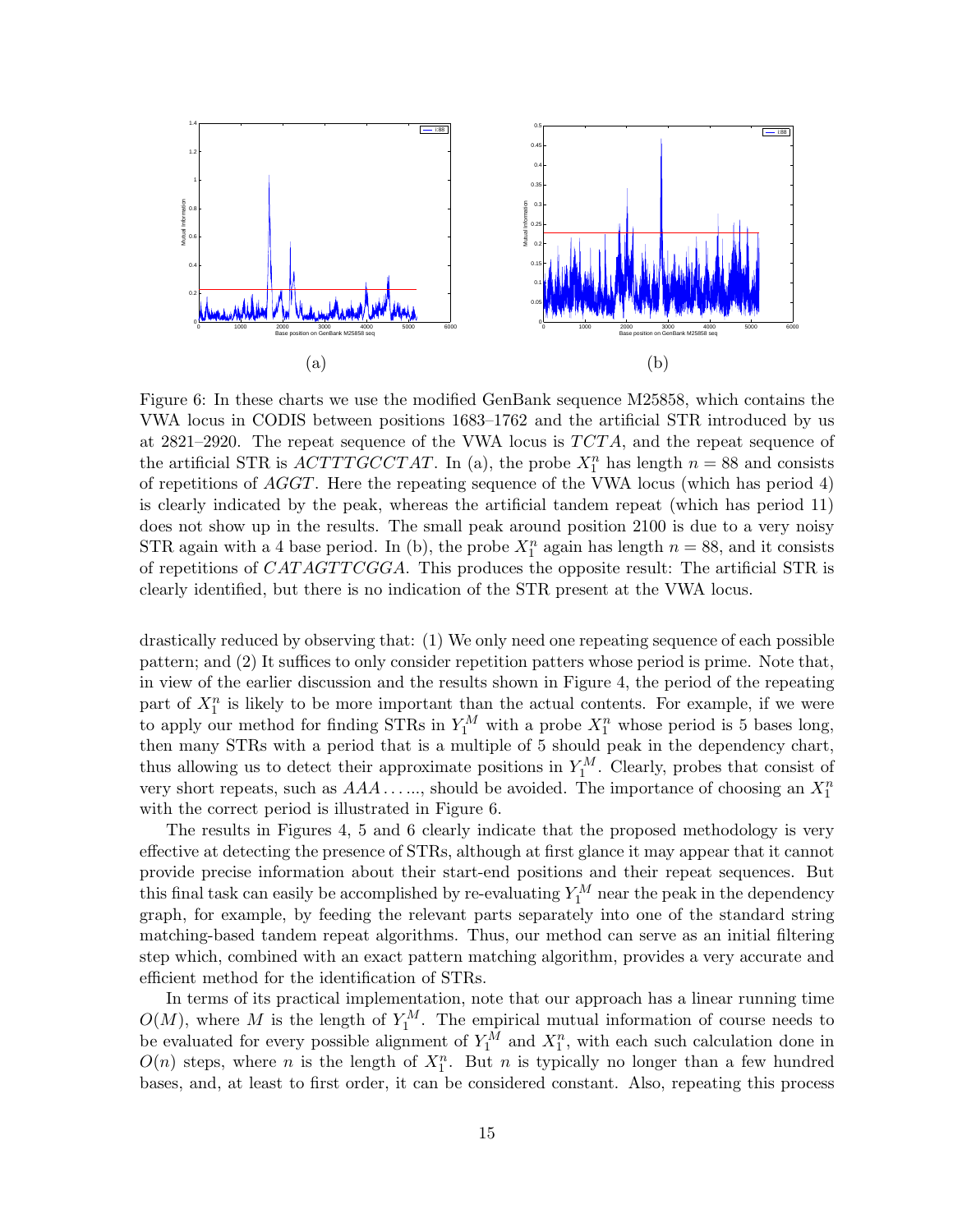(a)

(b)

Figure 6: In these charts we use the modified GenBank sequence M25858, which contains the VWA locus in CODIS between positions 1683–1762 and the artificial STR introduced by us at 2821–2920. The repeat sequence of the VWA locus is $TCTA$, and the repeat sequence of the artificial STR is $ACTTTGCCTAT$. In (a), the probe $X_1^n$ has length $n = 88$ and consists of repetitions of $AGGT$. Here the repeating sequence of the VWA locus (which has period 4) is clearly indicated by the peak, whereas the artificial tandem repeat (which has period 11) does not show up in the results. The small peak around position 2100 is due to a very noisy STR again with a 4 base period. In (b), the probe $X_1^n$ again has length $n = 88$, and it consists of repetitions of $CATAGTTCGGA$. This produces the opposite result: The artificial STR is clearly identified, but there is no indication of the STR present at the VWA locus.

drastically reduced by observing that: (1) We only need one repeating sequence of each possible pattern; and (2) It suffices to only consider repetition patters whose period is prime. Note that, in view of the earlier discussion and the results shown in Figure 4, the period of the repeating part of $X_1^n$ is likely to be more important than the actual contents. For example, if we were to apply our method for finding STRs in $Y_1^M$ with a probe $X_1^n$ whose period is 5 bases long, then many STRs with a period that is a multiple of 5 should peak in the dependency chart, thus allowing us to detect their approximate positions in $Y_1^M$. Clearly, probes that consist of very short repeats, such as $AAA\ldots$..., should be avoided. The importance of choosing an $X_1^n$ with the correct period is illustrated in Figure 6.

The results in Figures 4, 5 and 6 clearly indicate that the proposed methodology is very effective at detecting the presence of STRs, although at first glance it may appear that it cannot provide precise information about their start-end positions and their repeat sequences. But this final task can easily be accomplished by re-evaluating $Y_1^M$ near the peak in the dependency graph, for example, by feeding the relevant parts separately into one of the standard string matching-based tandem repeat algorithms. Thus, our method can serve as an initial filtering step which, combined with an exact pattern matching algorithm, provides a very accurate and efficient method for the identification of STRs.

In terms of its practical implementation, note that our approach has a linear running time $O(M)$, where $M$ is the length of $Y_1^M$. The empirical mutual information of course needs to be evaluated for every possible alignment of $Y_1^M$ and $X_1^n$, with each such calculation done in $O(n)$ steps, where $n$ is the length of $X_1^n$. But $n$ is typically no longer than a few hundred bases, and, at least to first order, it can be considered constant. Also, repeating this process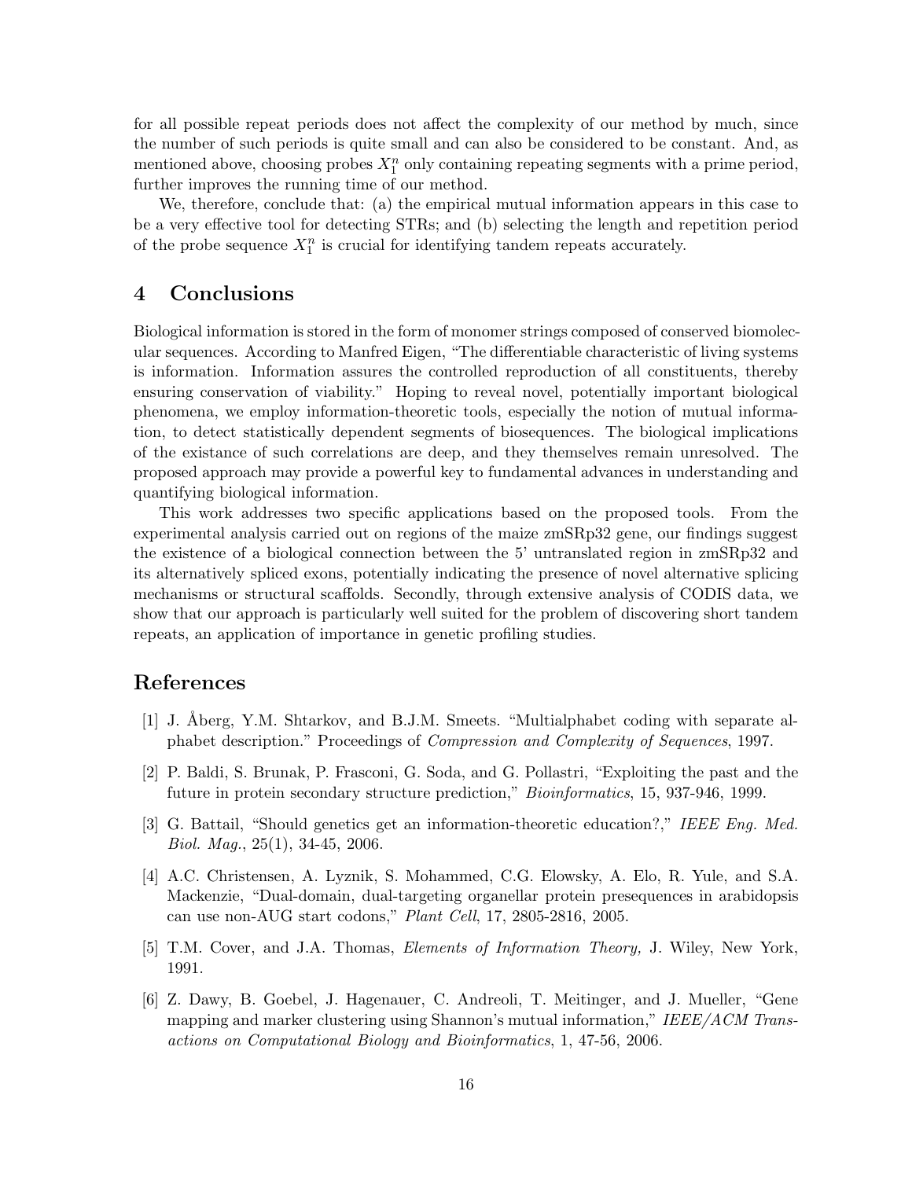for all possible repeat periods does not affect the complexity of our method by much, since the number of such periods is quite small and can also be considered to be constant. And, as mentioned above, choosing probes $X_1^n$ only containing repeating segments with a prime period, further improves the running time of our method.

We, therefore, conclude that: (a) the empirical mutual information appears in this case to be a very effective tool for detecting STRs; and (b) selecting the length and repetition period of the probe sequence $X_1^n$ is crucial for identifying tandem repeats accurately.

## 4 Conclusions

Biological information is stored in the form of monomer strings composed of conserved biomolecular sequences. According to Manfred Eigen, "The differentiable characteristic of living systems is information. Information assures the controlled reproduction of all constituents, thereby ensuring conservation of viability." Hoping to reveal novel, potentially important biological phenomena, we employ information-theoretic tools, especially the notion of mutual information, to detect statistically dependent segments of biosequences. The biological implications of the existance of such correlations are deep, and they themselves remain unresolved. The proposed approach may provide a powerful key to fundamental advances in understanding and quantifying biological information.

This work addresses two specific applications based on the proposed tools. From the experimental analysis carried out on regions of the maize zmSRp32 gene, our findings suggest the existence of a biological connection between the 5' untranslated region in zmSRp32 and its alternatively spliced exons, potentially indicating the presence of novel alternative splicing mechanisms or structural scaffolds. Secondly, through extensive analysis of CODIS data, we show that our approach is particularly well suited for the problem of discovering short tandem repeats, an application of importance in genetic profiling studies.

## References

[1] J. Åberg, Y.M. Shtarkov, and B.J.M. Smeets. "Multialphabet coding with separate alphabet description." Proceedings of *Compression and Complexity of Sequences*, 1997.

[2] P. Baldi, S. Brunak, P. Frasconi, G. Soda, and G. Pollastri, "Exploiting the past and the future in protein secondary structure prediction," *Bioinformatics*, 15, 937-946, 1999.

[3] G. Battail, "Should genetics get an information-theoretic education?," *IEEE Eng. Med. Biol. Mag.*, 25(1), 34-45, 2006.

[4] A.C. Christensen, A. Lyznik, S. Mohammed, C.G. Elowsky, A. Elo, R. Yule, and S.A. Mackenzie, "Dual-domain, dual-targeting organellar protein presequences in arabidopsis can use non-AUG start codons," *Plant Cell*, 17, 2805-2816, 2005.

[5] T.M. Cover, and J.A. Thomas, *Elements of Information Theory,* J. Wiley, New York, 1991.

[6] Z. Dawy, B. Goebel, J. Hagenauer, C. Andreoli, T. Meitinger, and J. Mueller, "Gene mapping and marker clustering using Shannon's mutual information," *IEEE/ACM Transactions on Computational Biology and Bioinformatics*, 1, 47-56, 2006.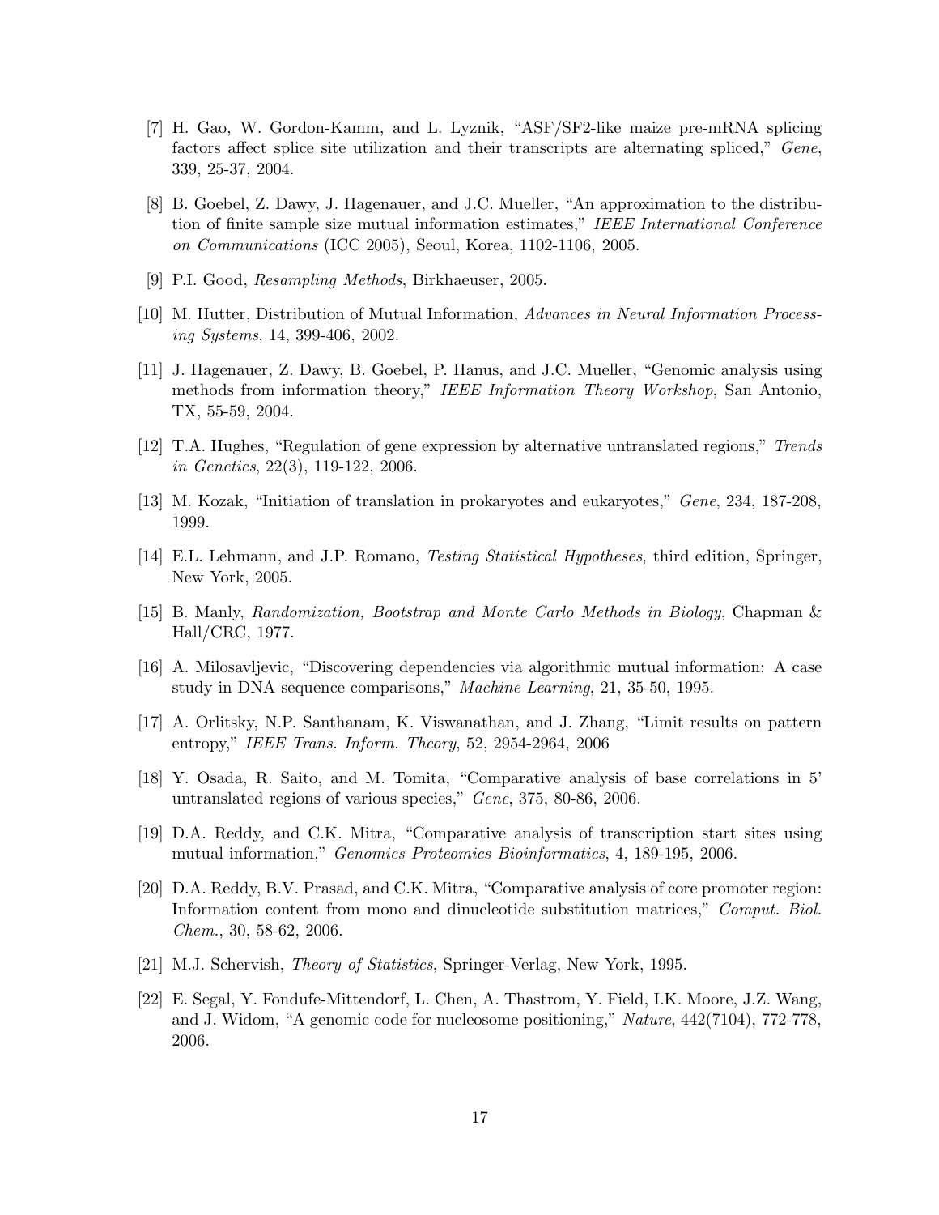[7] H. Gao, W. Gordon-Kamm, and L. Lyznik, "ASF/SF2-like maize pre-mRNA splicing factors affect splice site utilization and their transcripts are alternating spliced," *Gene*, 339, 25-37, 2004.

[8] B. Goebel, Z. Dawy, J. Hagenauer, and J.C. Mueller, "An approximation to the distribution of finite sample size mutual information estimates," *IEEE International Conference on Communications* (ICC 2005), Seoul, Korea, 1102-1106, 2005.

[9] P.I. Good, *Resampling Methods*, Birkhaeuser, 2005.

[10] M. Hutter, Distribution of Mutual Information, *Advances in Neural Information Processing Systems*, 14, 399-406, 2002.

[11] J. Hagenauer, Z. Dawy, B. Goebel, P. Hanus, and J.C. Mueller, "Genomic analysis using methods from information theory," *IEEE Information Theory Workshop*, San Antonio, TX, 55-59, 2004.

[12] T.A. Hughes, "Regulation of gene expression by alternative untranslated regions," *Trends in Genetics*, 22(3), 119-122, 2006.

[13] M. Kozak, "Initiation of translation in prokaryotes and eukaryotes," *Gene*, 234, 187-208, 1999.

[14] E.L. Lehmann, and J.P. Romano, *Testing Statistical Hypotheses*, third edition, Springer, New York, 2005.

[15] B. Manly, *Randomization, Bootstrap and Monte Carlo Methods in Biology*, Chapman & Hall/CRC, 1977.

[16] A. Milosavljevic, "Discovering dependencies via algorithmic mutual information: A case study in DNA sequence comparisons," *Machine Learning*, 21, 35-50, 1995.

[17] A. Orlitsky, N.P. Santhanam, K. Viswanathan, and J. Zhang, "Limit results on pattern entropy," *IEEE Trans. Inform. Theory*, 52, 2954-2964, 2006

[18] Y. Osada, R. Saito, and M. Tomita, "Comparative analysis of base correlations in 5' untranslated regions of various species," *Gene*, 375, 80-86, 2006.

[19] D.A. Reddy, and C.K. Mitra, "Comparative analysis of transcription start sites using mutual information," *Genomics Proteomics Bioinformatics*, 4, 189-195, 2006.

[20] D.A. Reddy, B.V. Prasad, and C.K. Mitra, "Comparative analysis of core promoter region: Information content from mono and dinucleotide substitution matrices," *Comput. Biol. Chem.*, 30, 58-62, 2006.

[21] M.J. Schervish, *Theory of Statistics*, Springer-Verlag, New York, 1995.

[22] E. Segal, Y. Fondufe-Mittendorf, L. Chen, A. Thastrom, Y. Field, I.K. Moore, J.Z. Wang, and J. Widom, "A genomic code for nucleosome positioning," *Nature*, 442(7104), 772-778, 2006.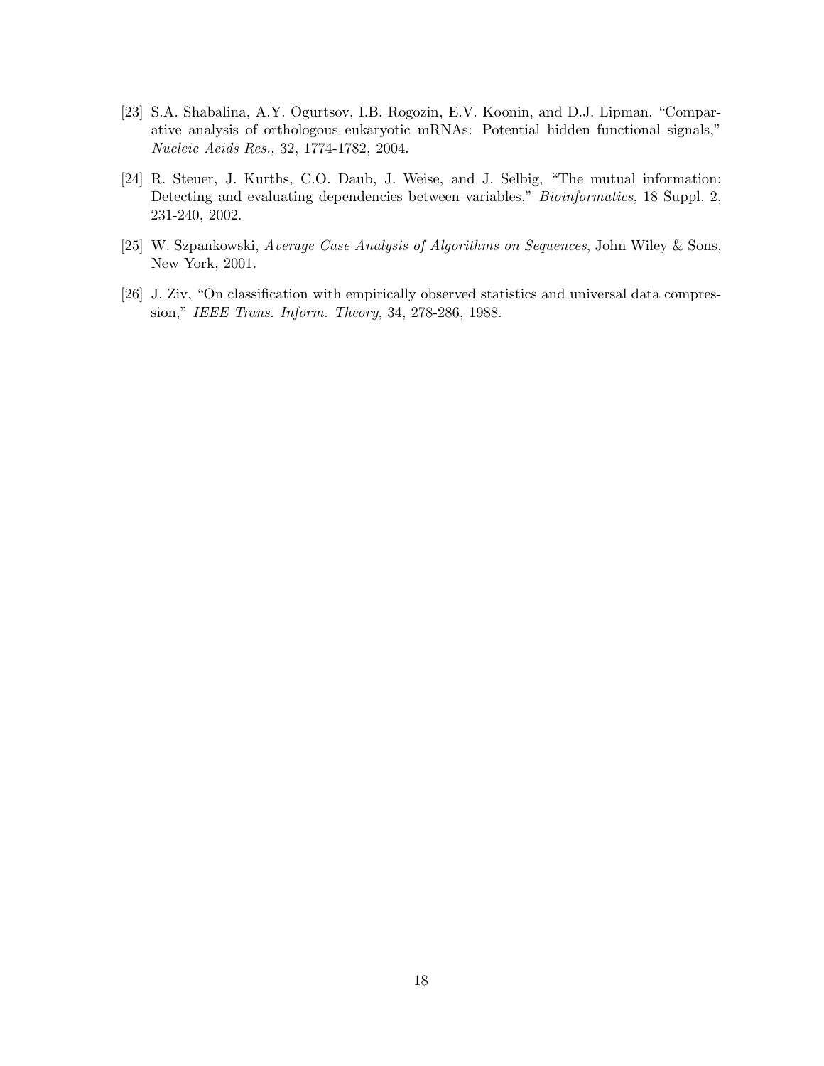[23] S.A. Shabalina, A.Y. Ogurtsov, I.B. Rogozin, E.V. Koonin, and D.J. Lipman, "Comparative analysis of orthologous eukaryotic mRNAs: Potential hidden functional signals," *Nucleic Acids Res.*, 32, 1774-1782, 2004.

[24] R. Steuer, J. Kurths, C.O. Daub, J. Weise, and J. Selbig, "The mutual information: Detecting and evaluating dependencies between variables," *Bioinformatics*, 18 Suppl. 2, 231-240, 2002.

[25] W. Szpankowski, *Average Case Analysis of Algorithms on Sequences*, John Wiley & Sons, New York, 2001.

[26] J. Ziv, "On classification with empirically observed statistics and universal data compression," *IEEE Trans. Inform. Theory*, 34, 278-286, 1988.